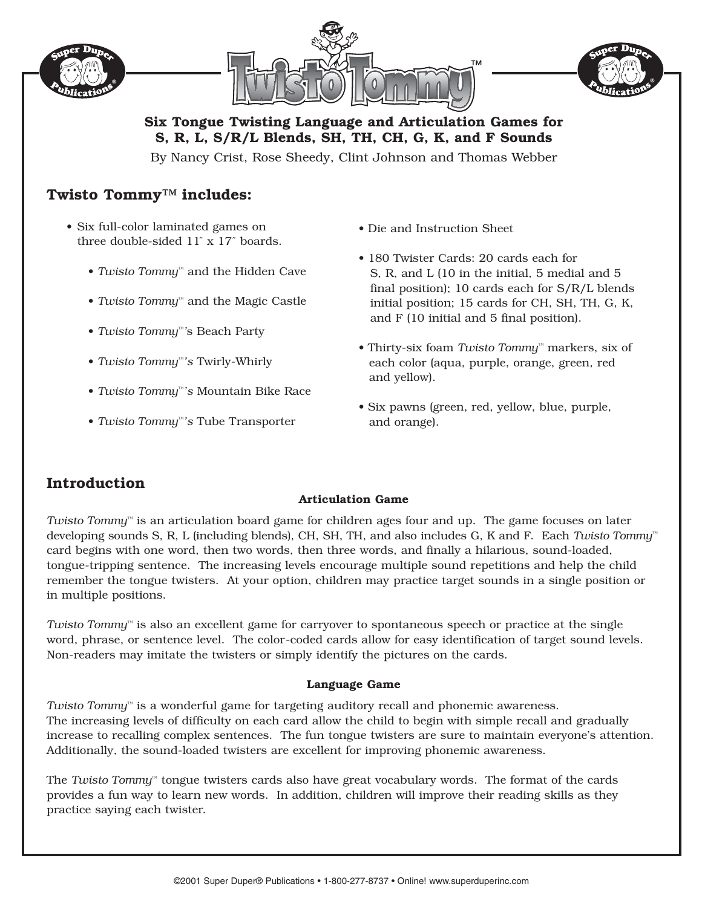# Twisto Tommy™

**Six Tongue Twisting Language and Articulation Games for S, R, L, S/R/L Blends, SH, TH, CH, G, K, and F Sounds**

By Nancy Crist, Rose Sheedy, Clint Johnson and Thomas Webber

## Twisto Tommy™ includes:

- Six full-color laminated games on three double-sided 11″ x 17″ boards.
  - *Twisto Tommy*™ and the Hidden Cave
  - *Twisto Tommy*™ and the Magic Castle
  - *Twisto Tommy*™'s Beach Party
  - *Twisto Tommy*™*'s* Twirly-Whirly
  - *Twisto Tommy*™*'s* Mountain Bike Race
  - *Twisto Tommy*™*'s* Tube Transporter
- Die and Instruction Sheet
- 180 Twister Cards: 20 cards each for S, R, and L (10 in the initial, 5 medial and 5 final position); 10 cards each for S/R/L blends initial position; 15 cards for CH, SH, TH, G, K, and F (10 initial and 5 final position).
- Thirty-six foam *Twisto Tommy*™ markers, six of each color (aqua, purple, orange, green, red and yellow).
- Six pawns (green, red, yellow, blue, purple, and orange).

## Introduction

### Articulation Game

*Twisto Tommy*™ is an articulation board game for children ages four and up. The game focuses on later developing sounds S, R, L (including blends), CH, SH, TH, and also includes G, K and F. Each *Twisto Tommy*™ card begins with one word, then two words, then three words, and finally a hilarious, sound-loaded, tongue-tripping sentence. The increasing levels encourage multiple sound repetitions and help the child remember the tongue twisters. At your option, children may practice target sounds in a single position or in multiple positions.

*Twisto Tommy*™ is also an excellent game for carryover to spontaneous speech or practice at the single word, phrase, or sentence level. The color-coded cards allow for easy identification of target sound levels. Non-readers may imitate the twisters or simply identify the pictures on the cards.

### Language Game

*Twisto Tommy*™ is a wonderful game for targeting auditory recall and phonemic awareness. The increasing levels of difficulty on each card allow the child to begin with simple recall and gradually increase to recalling complex sentences. The fun tongue twisters are sure to maintain everyone's attention. Additionally, the sound-loaded twisters are excellent for improving phonemic awareness.

The *Twisto Tommy*™ tongue twisters cards also have great vocabulary words. The format of the cards provides a fun way to learn new words. In addition, children will improve their reading skills as they practice saying each twister.

©2001 Super Duper® Publications • 1-800-277-8737 • Online! www.superduperinc.com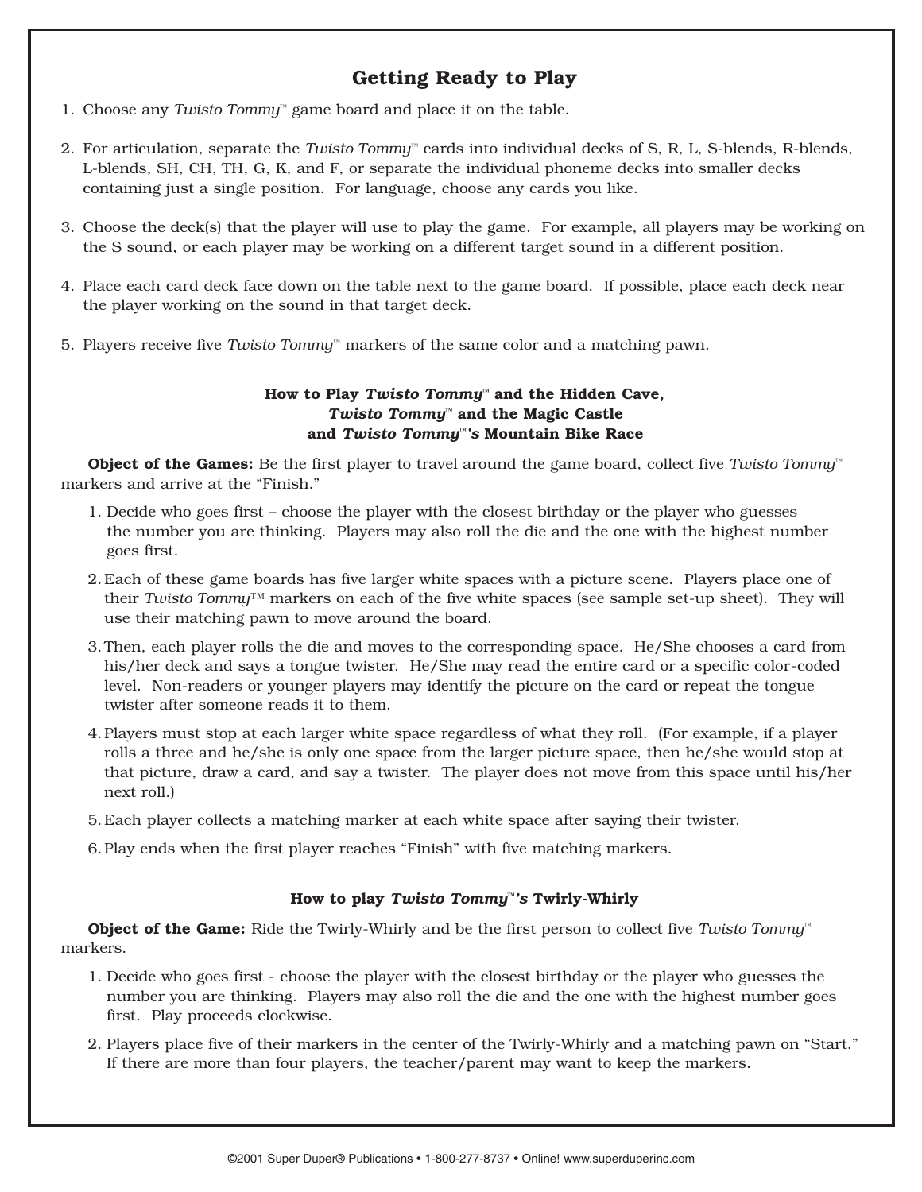## Getting Ready to Play

1. Choose any *Twisto Tommy*™ game board and place it on the table.

2. For articulation, separate the *Twisto Tommy*™ cards into individual decks of S, R, L, S-blends, R-blends, L-blends, SH, CH, TH, G, K, and F, or separate the individual phoneme decks into smaller decks containing just a single position. For language, choose any cards you like.

3. Choose the deck(s) that the player will use to play the game. For example, all players may be working on the S sound, or each player may be working on a different target sound in a different position.

4. Place each card deck face down on the table next to the game board. If possible, place each deck near the player working on the sound in that target deck.

5. Players receive five *Twisto Tommy*™ markers of the same color and a matching pawn.

### How to Play *Twisto Tommy*™ and the Hidden Cave, *Twisto Tommy*™ and the Magic Castle and *Twisto Tommy*™*'s* Mountain Bike Race

**Object of the Games:** Be the first player to travel around the game board, collect five *Twisto Tommy*™ markers and arrive at the "Finish."

1. Decide who goes first – choose the player with the closest birthday or the player who guesses the number you are thinking. Players may also roll the die and the one with the highest number goes first.
2. Each of these game boards has five larger white spaces with a picture scene. Players place one of their *Twisto Tommy*™ markers on each of the five white spaces (see sample set-up sheet). They will use their matching pawn to move around the board.
3. Then, each player rolls the die and moves to the corresponding space. He/She chooses a card from his/her deck and says a tongue twister. He/She may read the entire card or a specific color-coded level. Non-readers or younger players may identify the picture on the card or repeat the tongue twister after someone reads it to them.
4. Players must stop at each larger white space regardless of what they roll. (For example, if a player rolls a three and he/she is only one space from the larger picture space, then he/she would stop at that picture, draw a card, and say a twister. The player does not move from this space until his/her next roll.)
5. Each player collects a matching marker at each white space after saying their twister.
6. Play ends when the first player reaches "Finish" with five matching markers.

### How to play *Twisto Tommy*™*'s* Twirly-Whirly

**Object of the Game:** Ride the Twirly-Whirly and be the first person to collect five *Twisto Tommy*™ markers.

1. Decide who goes first - choose the player with the closest birthday or the player who guesses the number you are thinking. Players may also roll the die and the one with the highest number goes first. Play proceeds clockwise.
2. Players place five of their markers in the center of the Twirly-Whirly and a matching pawn on "Start." If there are more than four players, the teacher/parent may want to keep the markers.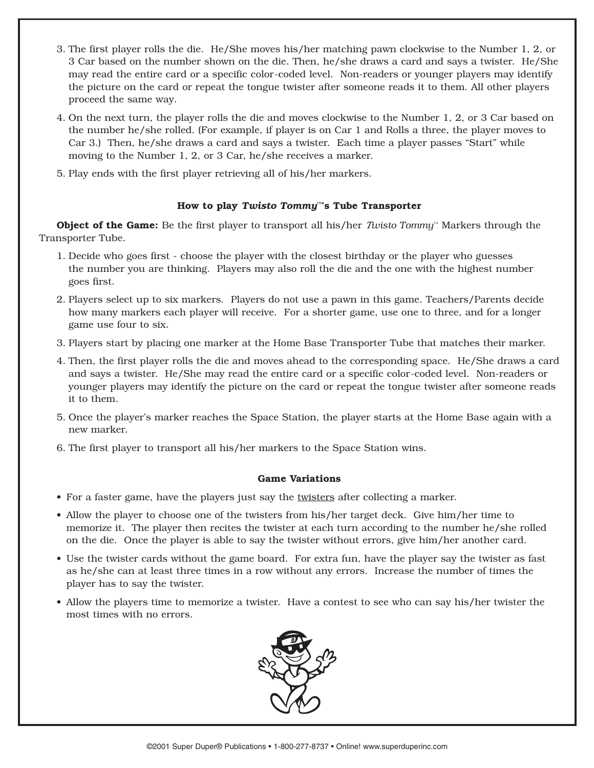3. The first player rolls the die. He/She moves his/her matching pawn clockwise to the Number 1, 2, or 3 Car based on the number shown on the die. Then, he/she draws a card and says a twister. He/She may read the entire card or a specific color-coded level. Non-readers or younger players may identify the picture on the card or repeat the tongue twister after someone reads it to them. All other players proceed the same way.
4. On the next turn, the player rolls the die and moves clockwise to the Number 1, 2, or 3 Car based on the number he/she rolled. (For example, if player is on Car 1 and Rolls a three, the player moves to Car 3.) Then, he/she draws a card and says a twister. Each time a player passes "Start" while moving to the Number 1, 2, or 3 Car, he/she receives a marker.
5. Play ends with the first player retrieving all of his/her markers.

### How to play *Twisto Tommy*™'s Tube Transporter

**Object of the Game:** Be the first player to transport all his/her *Twisto Tommy*™ Markers through the Transporter Tube.

1. Decide who goes first - choose the player with the closest birthday or the player who guesses the number you are thinking. Players may also roll the die and the one with the highest number goes first.
2. Players select up to six markers. Players do not use a pawn in this game. Teachers/Parents decide how many markers each player will receive. For a shorter game, use one to three, and for a longer game use four to six.
3. Players start by placing one marker at the Home Base Transporter Tube that matches their marker.
4. Then, the first player rolls the die and moves ahead to the corresponding space. He/She draws a card and says a twister. He/She may read the entire card or a specific color-coded level. Non-readers or younger players may identify the picture on the card or repeat the tongue twister after someone reads it to them.
5. Once the player's marker reaches the Space Station, the player starts at the Home Base again with a new marker.
6. The first player to transport all his/her markers to the Space Station wins.

### Game Variations

- For a faster game, have the players just say the <u>twisters</u> after collecting a marker.
- Allow the player to choose one of the twisters from his/her target deck. Give him/her time to memorize it. The player then recites the twister at each turn according to the number he/she rolled on the die. Once the player is able to say the twister without errors, give him/her another card.
- Use the twister cards without the game board. For extra fun, have the player say the twister as fast as he/she can at least three times in a row without any errors. Increase the number of times the player has to say the twister.
- Allow the players time to memorize a twister. Have a contest to see who can say his/her twister the most times with no errors.

©2001 Super Duper® Publications • 1-800-277-8737 • Online! www.superduperinc.com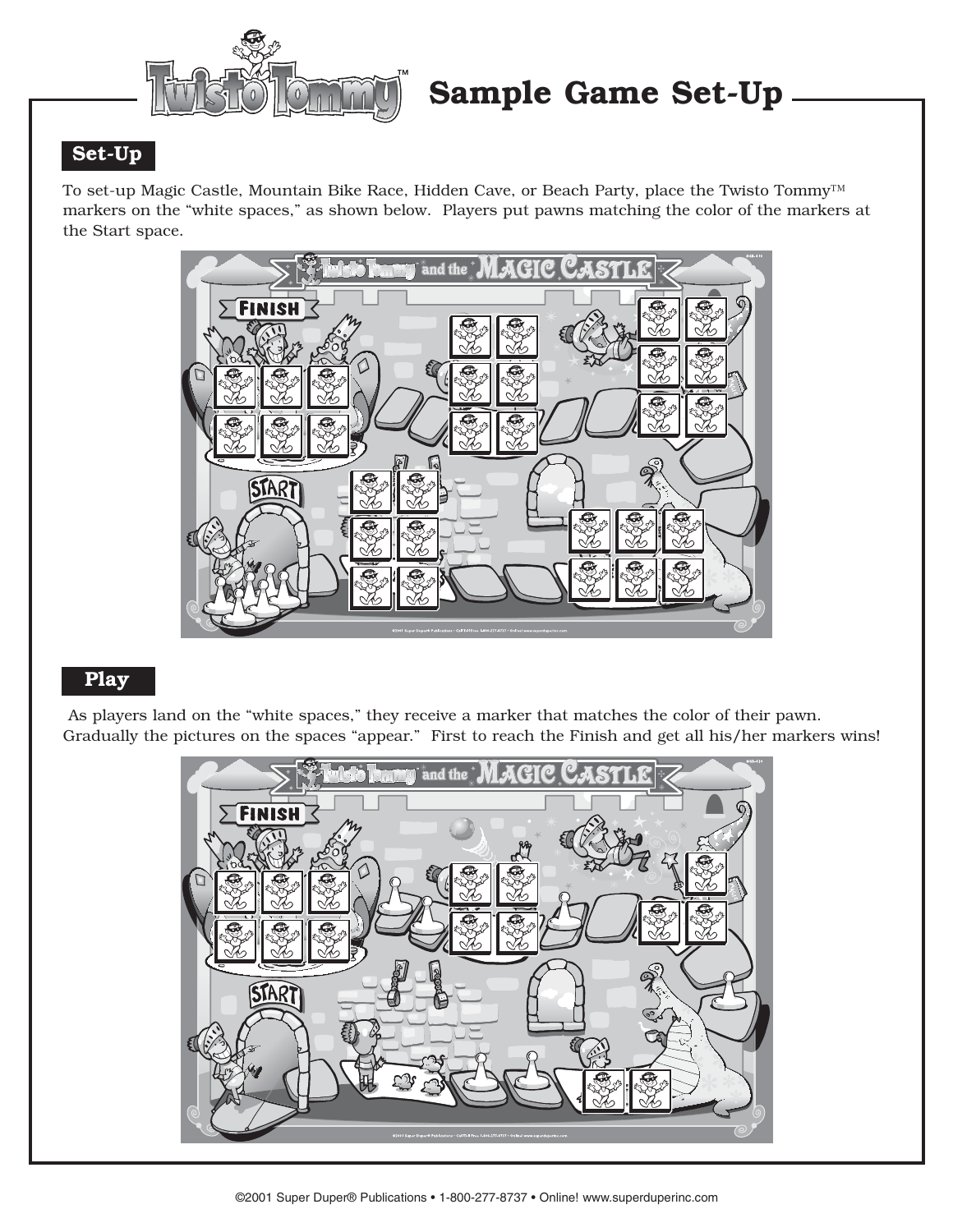# Twisto Tommy™ Sample Game Set-Up

## Set-Up

To set-up Magic Castle, Mountain Bike Race, Hidden Cave, or Beach Party, place the Twisto Tommy™ markers on the "white spaces," as shown below. Players put pawns matching the color of the markers at the Start space.

## Play

As players land on the "white spaces," they receive a marker that matches the color of their pawn. Gradually the pictures on the spaces "appear." First to reach the Finish and get all his/her markers wins!

©2001 Super Duper® Publications • 1-800-277-8737 • Online! www.superduperinc.com